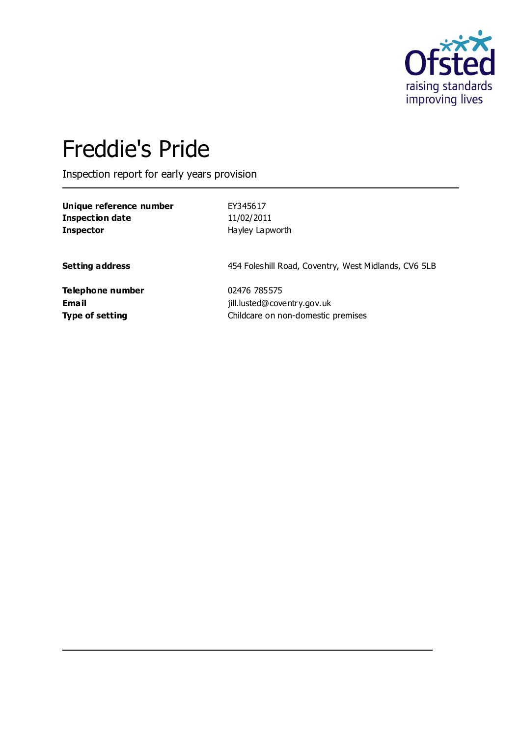# Freddie's Pride

Inspection report for early years provision

| | |
|---|---|
| **Unique reference number** | EY345617 |
| **Inspection date** | 11/02/2011 |
| **Inspector** | Hayley Lapworth |

| | |
|---|---|
| **Setting address** | 454 Foleshill Road, Coventry, West Midlands, CV6 5LB |

| | |
|---|---|
| **Telephone number** | 02476 785575 |
| **Email** | jill.lusted@coventry.gov.uk |
| **Type of setting** | Childcare on non-domestic premises |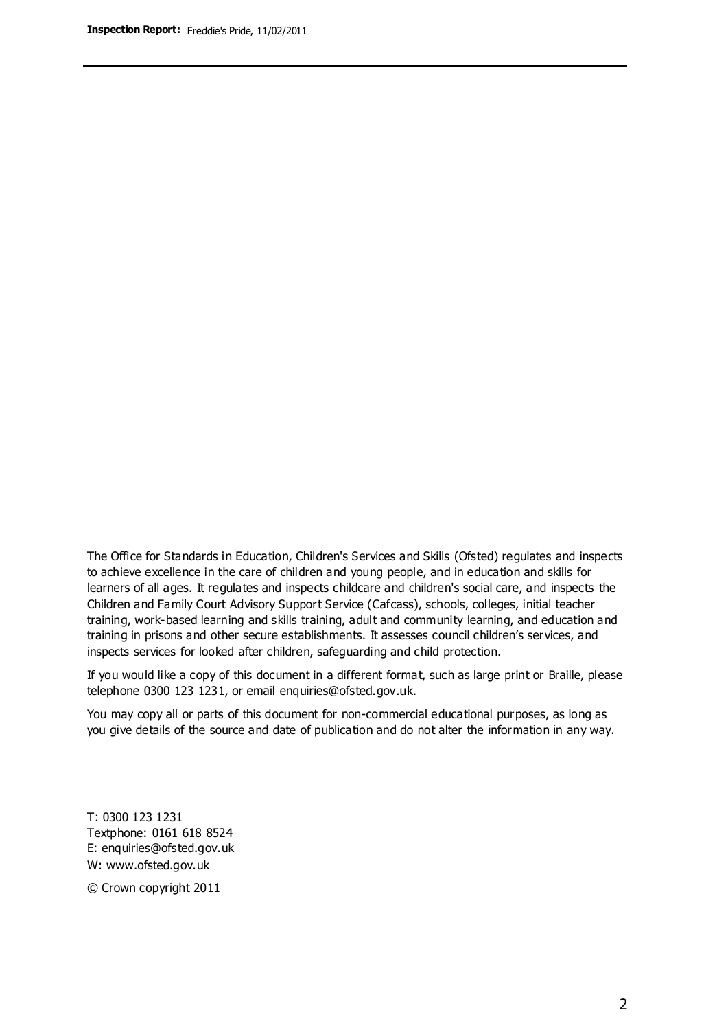The Office for Standards in Education, Children's Services and Skills (Ofsted) regulates and inspects to achieve excellence in the care of children and young people, and in education and skills for learners of all ages. It regulates and inspects childcare and children's social care, and inspects the Children and Family Court Advisory Support Service (Cafcass), schools, colleges, initial teacher training, work-based learning and skills training, adult and community learning, and education and training in prisons and other secure establishments. It assesses council children's services, and inspects services for looked after children, safeguarding and child protection.

If you would like a copy of this document in a different format, such as large print or Braille, please telephone 0300 123 1231, or email enquiries@ofsted.gov.uk.

You may copy all or parts of this document for non-commercial educational purposes, as long as you give details of the source and date of publication and do not alter the information in any way.

T: 0300 123 1231
Textphone: 0161 618 8524
E: enquiries@ofsted.gov.uk
W: www.ofsted.gov.uk

© Crown copyright 2011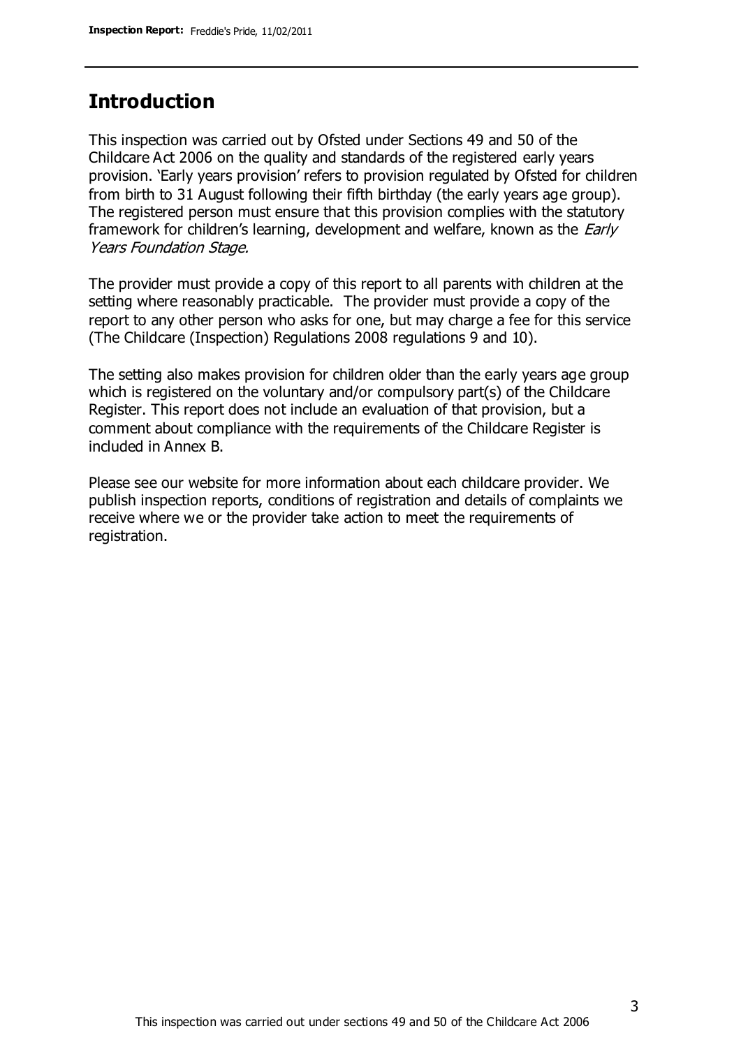## Introduction

This inspection was carried out by Ofsted under Sections 49 and 50 of the Childcare Act 2006 on the quality and standards of the registered early years provision. 'Early years provision' refers to provision regulated by Ofsted for children from birth to 31 August following their fifth birthday (the early years age group). The registered person must ensure that this provision complies with the statutory framework for children's learning, development and welfare, known as the *Early Years Foundation Stage.*

The provider must provide a copy of this report to all parents with children at the setting where reasonably practicable. The provider must provide a copy of the report to any other person who asks for one, but may charge a fee for this service (The Childcare (Inspection) Regulations 2008 regulations 9 and 10).

The setting also makes provision for children older than the early years age group which is registered on the voluntary and/or compulsory part(s) of the Childcare Register. This report does not include an evaluation of that provision, but a comment about compliance with the requirements of the Childcare Register is included in Annex B.

Please see our website for more information about each childcare provider. We publish inspection reports, conditions of registration and details of complaints we receive where we or the provider take action to meet the requirements of registration.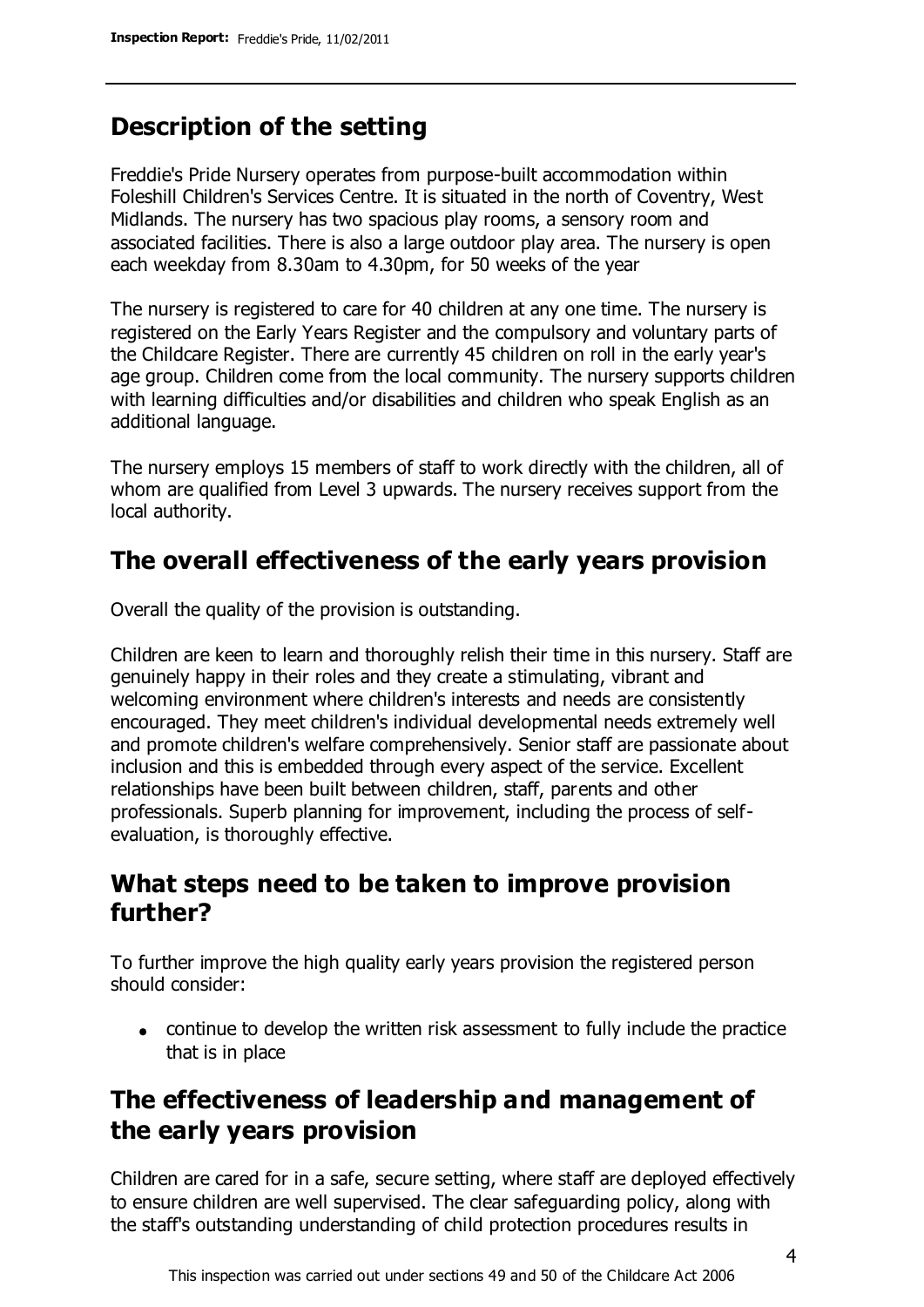## Description of the setting

Freddie's Pride Nursery operates from purpose-built accommodation within Foleshill Children's Services Centre. It is situated in the north of Coventry, West Midlands. The nursery has two spacious play rooms, a sensory room and associated facilities. There is also a large outdoor play area. The nursery is open each weekday from 8.30am to 4.30pm, for 50 weeks of the year

The nursery is registered to care for 40 children at any one time. The nursery is registered on the Early Years Register and the compulsory and voluntary parts of the Childcare Register. There are currently 45 children on roll in the early year's age group. Children come from the local community. The nursery supports children with learning difficulties and/or disabilities and children who speak English as an additional language.

The nursery employs 15 members of staff to work directly with the children, all of whom are qualified from Level 3 upwards. The nursery receives support from the local authority.

## The overall effectiveness of the early years provision

Overall the quality of the provision is outstanding.

Children are keen to learn and thoroughly relish their time in this nursery. Staff are genuinely happy in their roles and they create a stimulating, vibrant and welcoming environment where children's interests and needs are consistently encouraged. They meet children's individual developmental needs extremely well and promote children's welfare comprehensively. Senior staff are passionate about inclusion and this is embedded through every aspect of the service. Excellent relationships have been built between children, staff, parents and other professionals. Superb planning for improvement, including the process of self-evaluation, is thoroughly effective.

## What steps need to be taken to improve provision further?

To further improve the high quality early years provision the registered person should consider:

- continue to develop the written risk assessment to fully include the practice that is in place

## The effectiveness of leadership and management of the early years provision

Children are cared for in a safe, secure setting, where staff are deployed effectively to ensure children are well supervised. The clear safeguarding policy, along with the staff's outstanding understanding of child protection procedures results in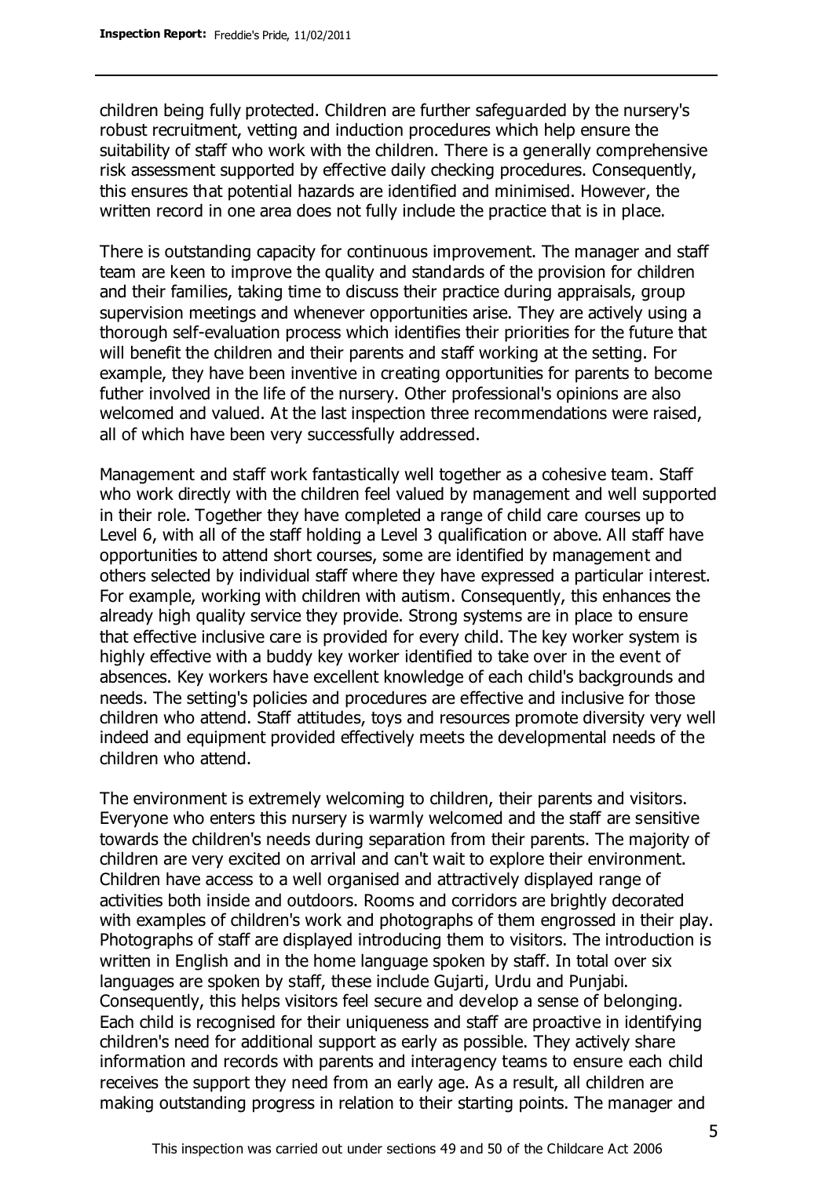children being fully protected. Children are further safeguarded by the nursery's robust recruitment, vetting and induction procedures which help ensure the suitability of staff who work with the children. There is a generally comprehensive risk assessment supported by effective daily checking procedures. Consequently, this ensures that potential hazards are identified and minimised. However, the written record in one area does not fully include the practice that is in place.

There is outstanding capacity for continuous improvement. The manager and staff team are keen to improve the quality and standards of the provision for children and their families, taking time to discuss their practice during appraisals, group supervision meetings and whenever opportunities arise. They are actively using a thorough self-evaluation process which identifies their priorities for the future that will benefit the children and their parents and staff working at the setting. For example, they have been inventive in creating opportunities for parents to become futher involved in the life of the nursery. Other professional's opinions are also welcomed and valued. At the last inspection three recommendations were raised, all of which have been very successfully addressed.

Management and staff work fantastically well together as a cohesive team. Staff who work directly with the children feel valued by management and well supported in their role. Together they have completed a range of child care courses up to Level 6, with all of the staff holding a Level 3 qualification or above. All staff have opportunities to attend short courses, some are identified by management and others selected by individual staff where they have expressed a particular interest. For example, working with children with autism. Consequently, this enhances the already high quality service they provide. Strong systems are in place to ensure that effective inclusive care is provided for every child. The key worker system is highly effective with a buddy key worker identified to take over in the event of absences. Key workers have excellent knowledge of each child's backgrounds and needs. The setting's policies and procedures are effective and inclusive for those children who attend. Staff attitudes, toys and resources promote diversity very well indeed and equipment provided effectively meets the developmental needs of the children who attend.

The environment is extremely welcoming to children, their parents and visitors. Everyone who enters this nursery is warmly welcomed and the staff are sensitive towards the children's needs during separation from their parents. The majority of children are very excited on arrival and can't wait to explore their environment. Children have access to a well organised and attractively displayed range of activities both inside and outdoors. Rooms and corridors are brightly decorated with examples of children's work and photographs of them engrossed in their play. Photographs of staff are displayed introducing them to visitors. The introduction is written in English and in the home language spoken by staff. In total over six languages are spoken by staff, these include Gujarti, Urdu and Punjabi. Consequently, this helps visitors feel secure and develop a sense of belonging. Each child is recognised for their uniqueness and staff are proactive in identifying children's need for additional support as early as possible. They actively share information and records with parents and interagency teams to ensure each child receives the support they need from an early age. As a result, all children are making outstanding progress in relation to their starting points. The manager and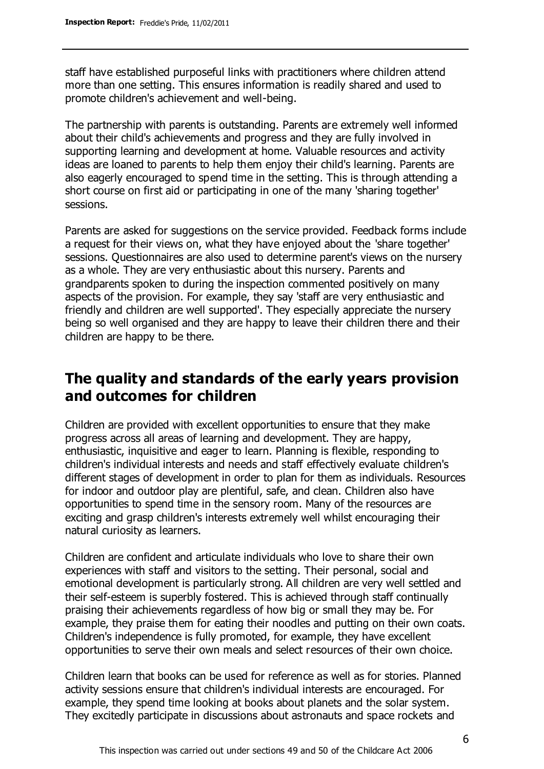staff have established purposeful links with practitioners where children attend more than one setting. This ensures information is readily shared and used to promote children's achievement and well-being.

The partnership with parents is outstanding. Parents are extremely well informed about their child's achievements and progress and they are fully involved in supporting learning and development at home. Valuable resources and activity ideas are loaned to parents to help them enjoy their child's learning. Parents are also eagerly encouraged to spend time in the setting. This is through attending a short course on first aid or participating in one of the many 'sharing together' sessions.

Parents are asked for suggestions on the service provided. Feedback forms include a request for their views on, what they have enjoyed about the 'share together' sessions. Questionnaires are also used to determine parent's views on the nursery as a whole. They are very enthusiastic about this nursery. Parents and grandparents spoken to during the inspection commented positively on many aspects of the provision. For example, they say 'staff are very enthusiastic and friendly and children are well supported'. They especially appreciate the nursery being so well organised and they are happy to leave their children there and their children are happy to be there.

## The quality and standards of the early years provision and outcomes for children

Children are provided with excellent opportunities to ensure that they make progress across all areas of learning and development. They are happy, enthusiastic, inquisitive and eager to learn. Planning is flexible, responding to children's individual interests and needs and staff effectively evaluate children's different stages of development in order to plan for them as individuals. Resources for indoor and outdoor play are plentiful, safe, and clean. Children also have opportunities to spend time in the sensory room. Many of the resources are exciting and grasp children's interests extremely well whilst encouraging their natural curiosity as learners.

Children are confident and articulate individuals who love to share their own experiences with staff and visitors to the setting. Their personal, social and emotional development is particularly strong. All children are very well settled and their self-esteem is superbly fostered. This is achieved through staff continually praising their achievements regardless of how big or small they may be. For example, they praise them for eating their noodles and putting on their own coats. Children's independence is fully promoted, for example, they have excellent opportunities to serve their own meals and select resources of their own choice.

Children learn that books can be used for reference as well as for stories. Planned activity sessions ensure that children's individual interests are encouraged. For example, they spend time looking at books about planets and the solar system. They excitedly participate in discussions about astronauts and space rockets and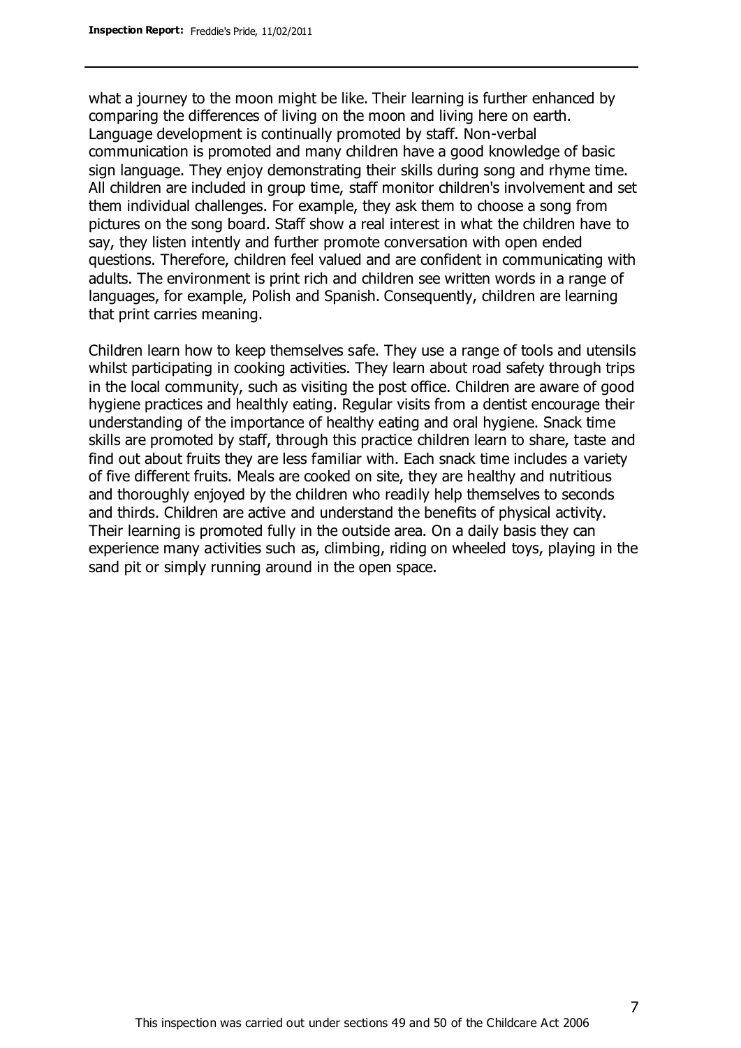what a journey to the moon might be like. Their learning is further enhanced by comparing the differences of living on the moon and living here on earth. Language development is continually promoted by staff. Non-verbal communication is promoted and many children have a good knowledge of basic sign language. They enjoy demonstrating their skills during song and rhyme time. All children are included in group time, staff monitor children's involvement and set them individual challenges. For example, they ask them to choose a song from pictures on the song board. Staff show a real interest in what the children have to say, they listen intently and further promote conversation with open ended questions. Therefore, children feel valued and are confident in communicating with adults. The environment is print rich and children see written words in a range of languages, for example, Polish and Spanish. Consequently, children are learning that print carries meaning.

Children learn how to keep themselves safe. They use a range of tools and utensils whilst participating in cooking activities. They learn about road safety through trips in the local community, such as visiting the post office. Children are aware of good hygiene practices and healthly eating. Regular visits from a dentist encourage their understanding of the importance of healthy eating and oral hygiene. Snack time skills are promoted by staff, through this practice children learn to share, taste and find out about fruits they are less familiar with. Each snack time includes a variety of five different fruits. Meals are cooked on site, they are healthy and nutritious and thoroughly enjoyed by the children who readily help themselves to seconds and thirds. Children are active and understand the benefits of physical activity. Their learning is promoted fully in the outside area. On a daily basis they can experience many activities such as, climbing, riding on wheeled toys, playing in the sand pit or simply running around in the open space.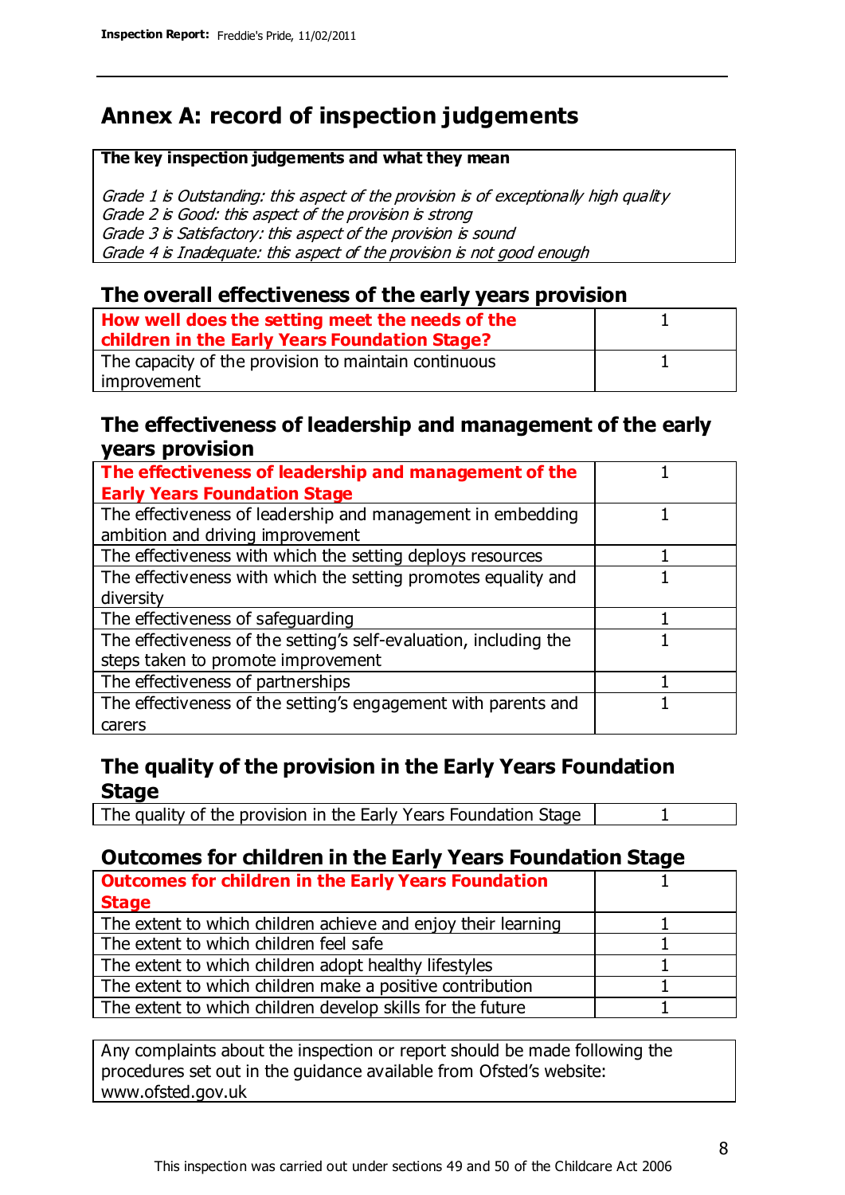# Annex A: record of inspection judgements

**The key inspection judgements and what they mean**

*Grade 1 is Outstanding: this aspect of the provision is of exceptionally high quality*
*Grade 2 is Good: this aspect of the provision is strong*
*Grade 3 is Satisfactory: this aspect of the provision is sound*
*Grade 4 is Inadequate: this aspect of the provision is not good enough*

## The overall effectiveness of the early years provision

| | |
|---|---|
| **How well does the setting meet the needs of the children in the Early Years Foundation Stage?** | 1 |
| The capacity of the provision to maintain continuous improvement | 1 |

## The effectiveness of leadership and management of the early years provision

| | |
|---|---|
| **The effectiveness of leadership and management of the Early Years Foundation Stage** | 1 |
| The effectiveness of leadership and management in embedding ambition and driving improvement | 1 |
| The effectiveness with which the setting deploys resources | 1 |
| The effectiveness with which the setting promotes equality and diversity | 1 |
| The effectiveness of safeguarding | 1 |
| The effectiveness of the setting's self-evaluation, including the steps taken to promote improvement | 1 |
| The effectiveness of partnerships | 1 |
| The effectiveness of the setting's engagement with parents and carers | 1 |

## The quality of the provision in the Early Years Foundation Stage

| | |
|---|---|
| The quality of the provision in the Early Years Foundation Stage | 1 |

## Outcomes for children in the Early Years Foundation Stage

| | |
|---|---|
| **Outcomes for children in the Early Years Foundation Stage** | 1 |
| The extent to which children achieve and enjoy their learning | 1 |
| The extent to which children feel safe | 1 |
| The extent to which children adopt healthy lifestyles | 1 |
| The extent to which children make a positive contribution | 1 |
| The extent to which children develop skills for the future | 1 |

Any complaints about the inspection or report should be made following the procedures set out in the guidance available from Ofsted's website: www.ofsted.gov.uk

This inspection was carried out under sections 49 and 50 of the Childcare Act 2006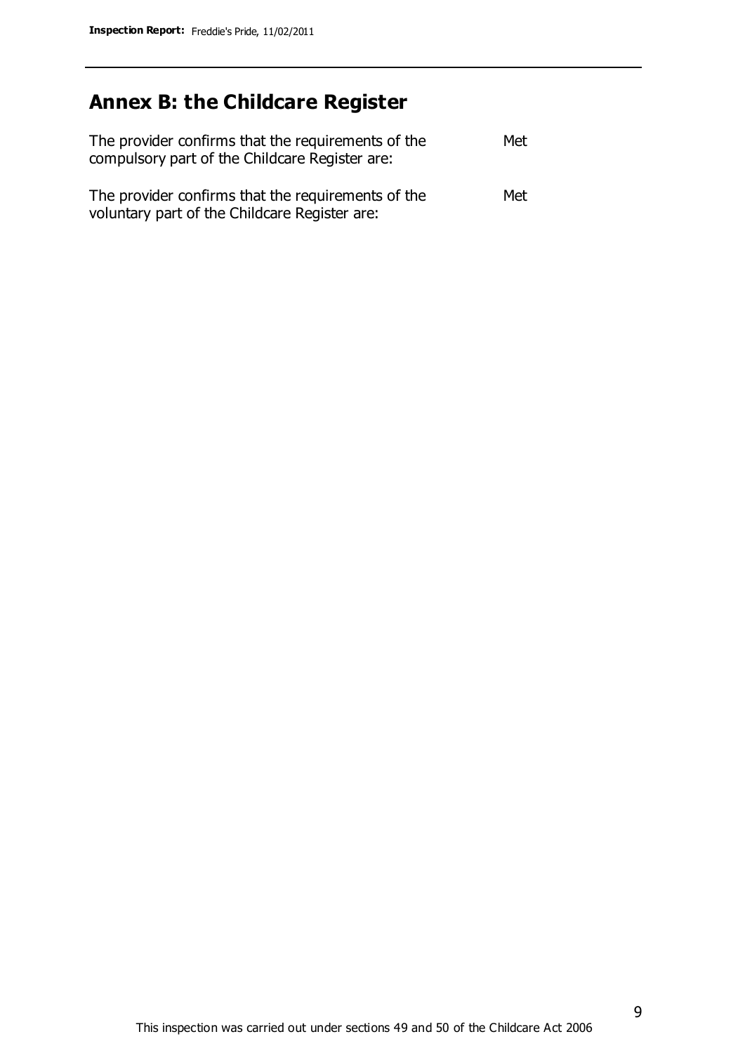## Annex B: the Childcare Register

| | |
|---|---|
| The provider confirms that the requirements of the compulsory part of the Childcare Register are: | Met |
| The provider confirms that the requirements of the voluntary part of the Childcare Register are: | Met |

This inspection was carried out under sections 49 and 50 of the Childcare Act 2006